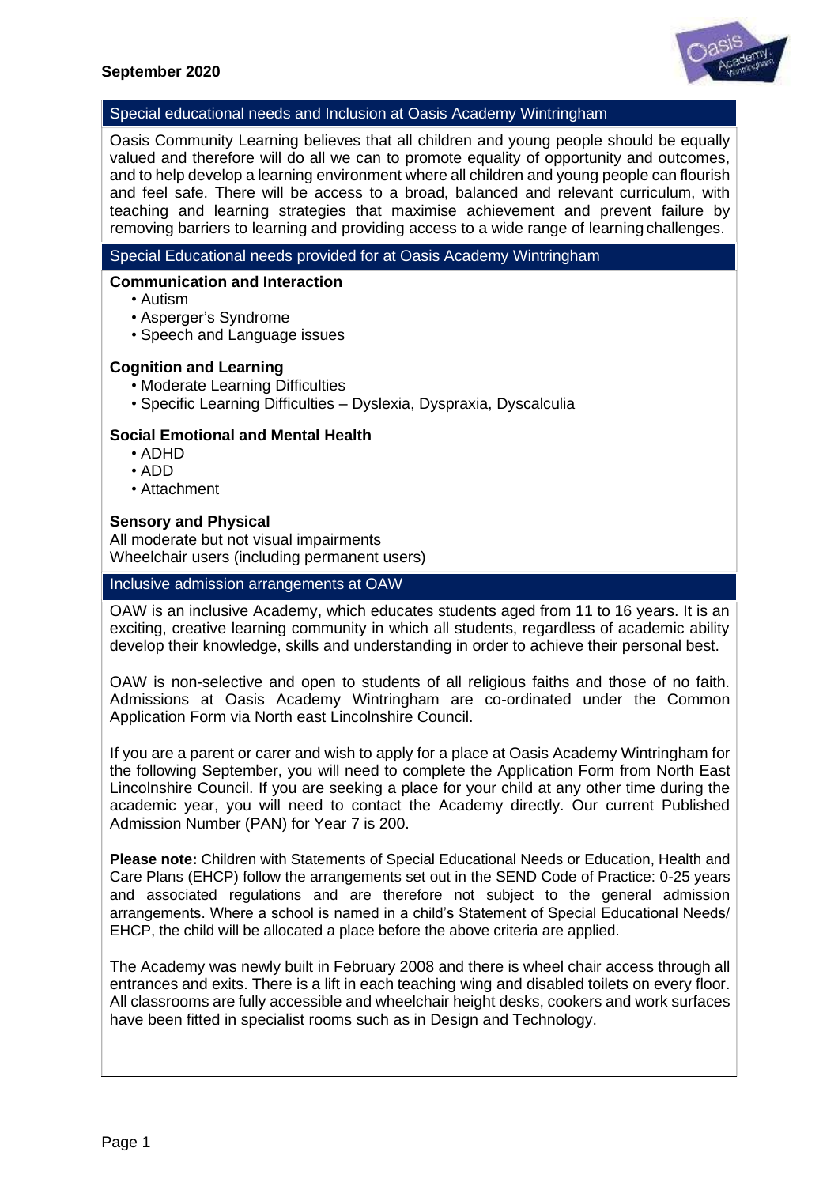**September 2020**

## Special educational needs and Inclusion at Oasis Academy Wintringham

Oasis Community Learning believes that all children and young people should be equally valued and therefore will do all we can to promote equality of opportunity and outcomes, and to help develop a learning environment where all children and young people can flourish and feel safe. There will be access to a broad, balanced and relevant curriculum, with teaching and learning strategies that maximise achievement and prevent failure by removing barriers to learning and providing access to a wide range of learning challenges.

## Special Educational needs provided for at Oasis Academy Wintringham

**Communication and Interaction**

- Autism
- Asperger's Syndrome
- Speech and Language issues

**Cognition and Learning**

- Moderate Learning Difficulties
- Specific Learning Difficulties – Dyslexia, Dyspraxia, Dyscalculia

**Social Emotional and Mental Health**

- ADHD
- ADD
- Attachment

**Sensory and Physical**

All moderate but not visual impairments
Wheelchair users (including permanent users)

## Inclusive admission arrangements at OAW

OAW is an inclusive Academy, which educates students aged from 11 to 16 years. It is an exciting, creative learning community in which all students, regardless of academic ability develop their knowledge, skills and understanding in order to achieve their personal best.

OAW is non-selective and open to students of all religious faiths and those of no faith. Admissions at Oasis Academy Wintringham are co-ordinated under the Common Application Form via North east Lincolnshire Council.

If you are a parent or carer and wish to apply for a place at Oasis Academy Wintringham for the following September, you will need to complete the Application Form from North East Lincolnshire Council. If you are seeking a place for your child at any other time during the academic year, you will need to contact the Academy directly. Our current Published Admission Number (PAN) for Year 7 is 200.

**Please note:** Children with Statements of Special Educational Needs or Education, Health and Care Plans (EHCP) follow the arrangements set out in the SEND Code of Practice: 0-25 years and associated regulations and are therefore not subject to the general admission arrangements. Where a school is named in a child's Statement of Special Educational Needs/ EHCP, the child will be allocated a place before the above criteria are applied.

The Academy was newly built in February 2008 and there is wheel chair access through all entrances and exits. There is a lift in each teaching wing and disabled toilets on every floor. All classrooms are fully accessible and wheelchair height desks, cookers and work surfaces have been fitted in specialist rooms such as in Design and Technology.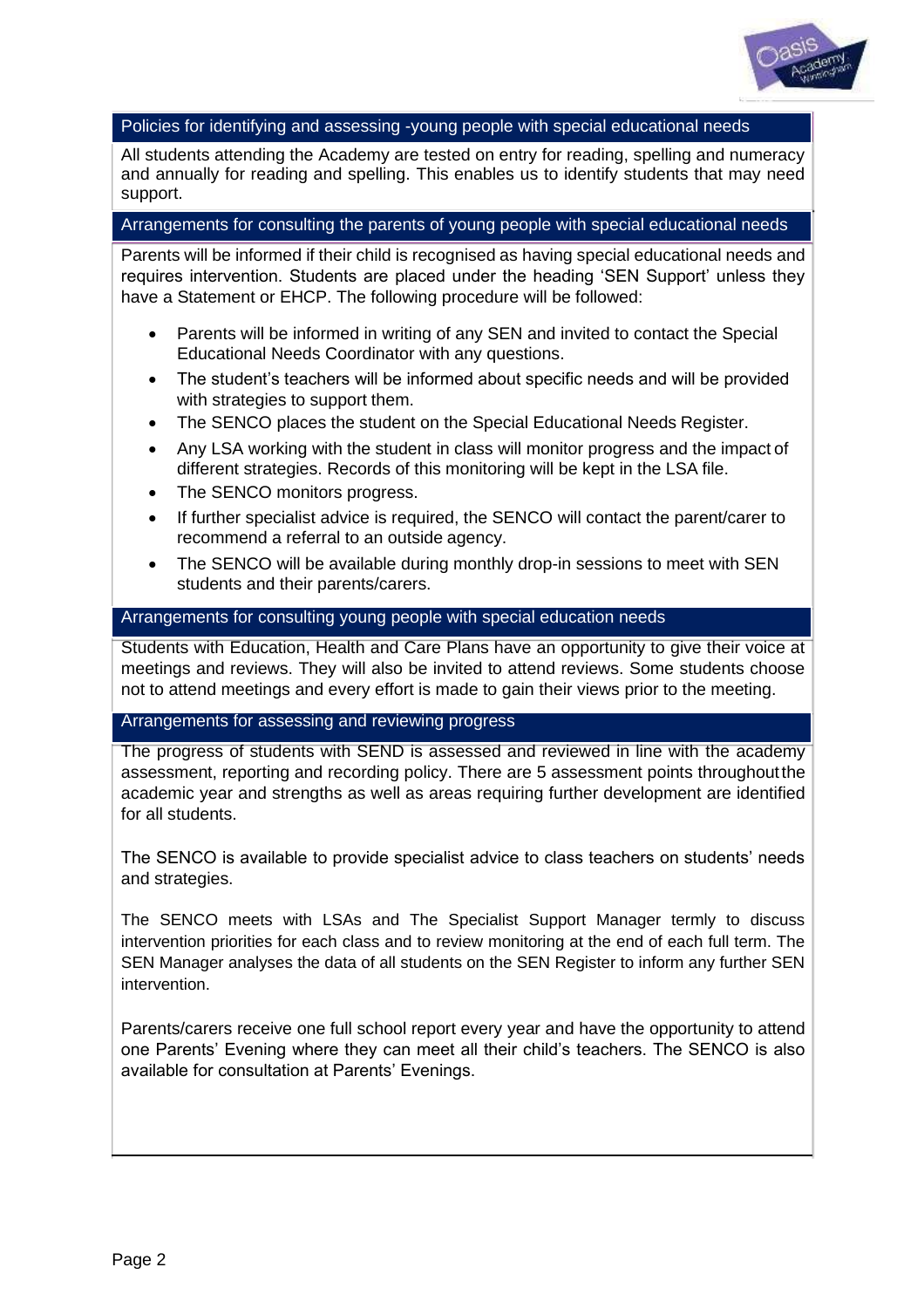## Policies for identifying and assessing -young people with special educational needs

All students attending the Academy are tested on entry for reading, spelling and numeracy and annually for reading and spelling. This enables us to identify students that may need support.

## Arrangements for consulting the parents of young people with special educational needs

Parents will be informed if their child is recognised as having special educational needs and requires intervention. Students are placed under the heading 'SEN Support' unless they have a Statement or EHCP. The following procedure will be followed:

- Parents will be informed in writing of any SEN and invited to contact the Special Educational Needs Coordinator with any questions.
- The student's teachers will be informed about specific needs and will be provided with strategies to support them.
- The SENCO places the student on the Special Educational Needs Register.
- Any LSA working with the student in class will monitor progress and the impact of different strategies. Records of this monitoring will be kept in the LSA file.
- The SENCO monitors progress.
- If further specialist advice is required, the SENCO will contact the parent/carer to recommend a referral to an outside agency.
- The SENCO will be available during monthly drop-in sessions to meet with SEN students and their parents/carers.

## Arrangements for consulting young people with special education needs

Students with Education, Health and Care Plans have an opportunity to give their voice at meetings and reviews. They will also be invited to attend reviews. Some students choose not to attend meetings and every effort is made to gain their views prior to the meeting.

## Arrangements for assessing and reviewing progress

The progress of students with SEND is assessed and reviewed in line with the academy assessment, reporting and recording policy. There are 5 assessment points throughout the academic year and strengths as well as areas requiring further development are identified for all students.

The SENCO is available to provide specialist advice to class teachers on students' needs and strategies.

The SENCO meets with LSAs and The Specialist Support Manager termly to discuss intervention priorities for each class and to review monitoring at the end of each full term. The SEN Manager analyses the data of all students on the SEN Register to inform any further SEN intervention.

Parents/carers receive one full school report every year and have the opportunity to attend one Parents' Evening where they can meet all their child's teachers. The SENCO is also available for consultation at Parents' Evenings.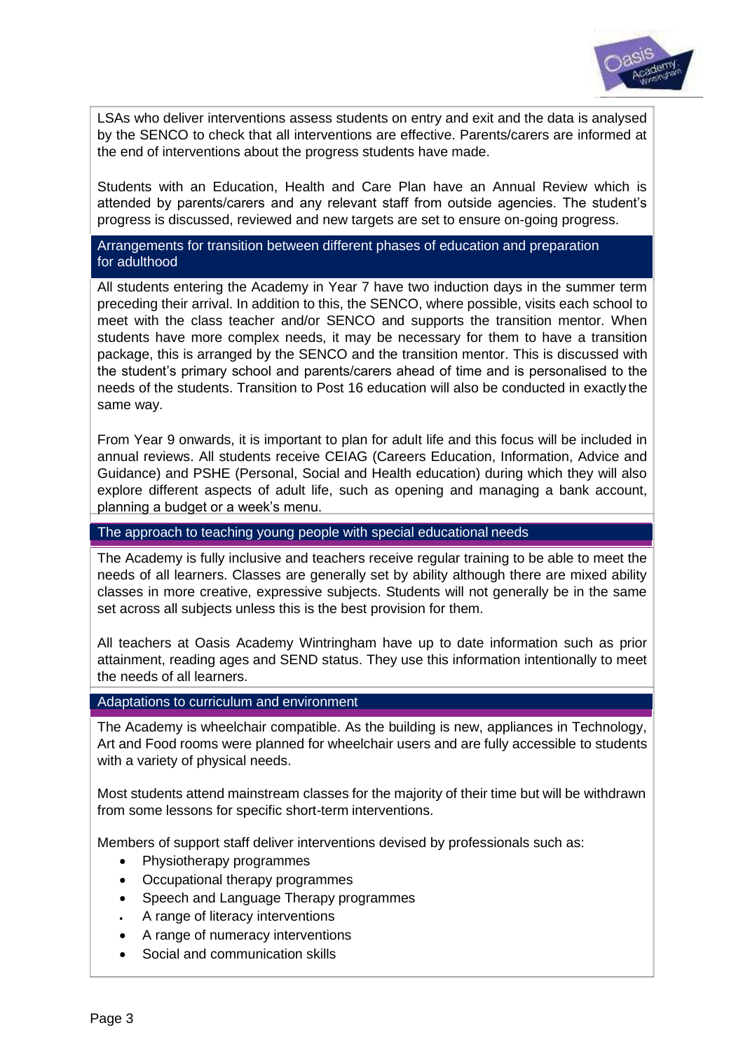LSAs who deliver interventions assess students on entry and exit and the data is analysed by the SENCO to check that all interventions are effective. Parents/carers are informed at the end of interventions about the progress students have made.

Students with an Education, Health and Care Plan have an Annual Review which is attended by parents/carers and any relevant staff from outside agencies. The student's progress is discussed, reviewed and new targets are set to ensure on-going progress.

## Arrangements for transition between different phases of education and preparation for adulthood

All students entering the Academy in Year 7 have two induction days in the summer term preceding their arrival. In addition to this, the SENCO, where possible, visits each school to meet with the class teacher and/or SENCO and supports the transition mentor. When students have more complex needs, it may be necessary for them to have a transition package, this is arranged by the SENCO and the transition mentor. This is discussed with the student's primary school and parents/carers ahead of time and is personalised to the needs of the students. Transition to Post 16 education will also be conducted in exactly the same way.

From Year 9 onwards, it is important to plan for adult life and this focus will be included in annual reviews. All students receive CEIAG (Careers Education, Information, Advice and Guidance) and PSHE (Personal, Social and Health education) during which they will also explore different aspects of adult life, such as opening and managing a bank account, planning a budget or a week's menu.

## The approach to teaching young people with special educational needs

The Academy is fully inclusive and teachers receive regular training to be able to meet the needs of all learners. Classes are generally set by ability although there are mixed ability classes in more creative, expressive subjects. Students will not generally be in the same set across all subjects unless this is the best provision for them.

All teachers at Oasis Academy Wintringham have up to date information such as prior attainment, reading ages and SEND status. They use this information intentionally to meet the needs of all learners.

## Adaptations to curriculum and environment

The Academy is wheelchair compatible. As the building is new, appliances in Technology, Art and Food rooms were planned for wheelchair users and are fully accessible to students with a variety of physical needs.

Most students attend mainstream classes for the majority of their time but will be withdrawn from some lessons for specific short-term interventions.

Members of support staff deliver interventions devised by professionals such as:

- Physiotherapy programmes
- Occupational therapy programmes
- Speech and Language Therapy programmes
- A range of literacy interventions
- A range of numeracy interventions
- Social and communication skills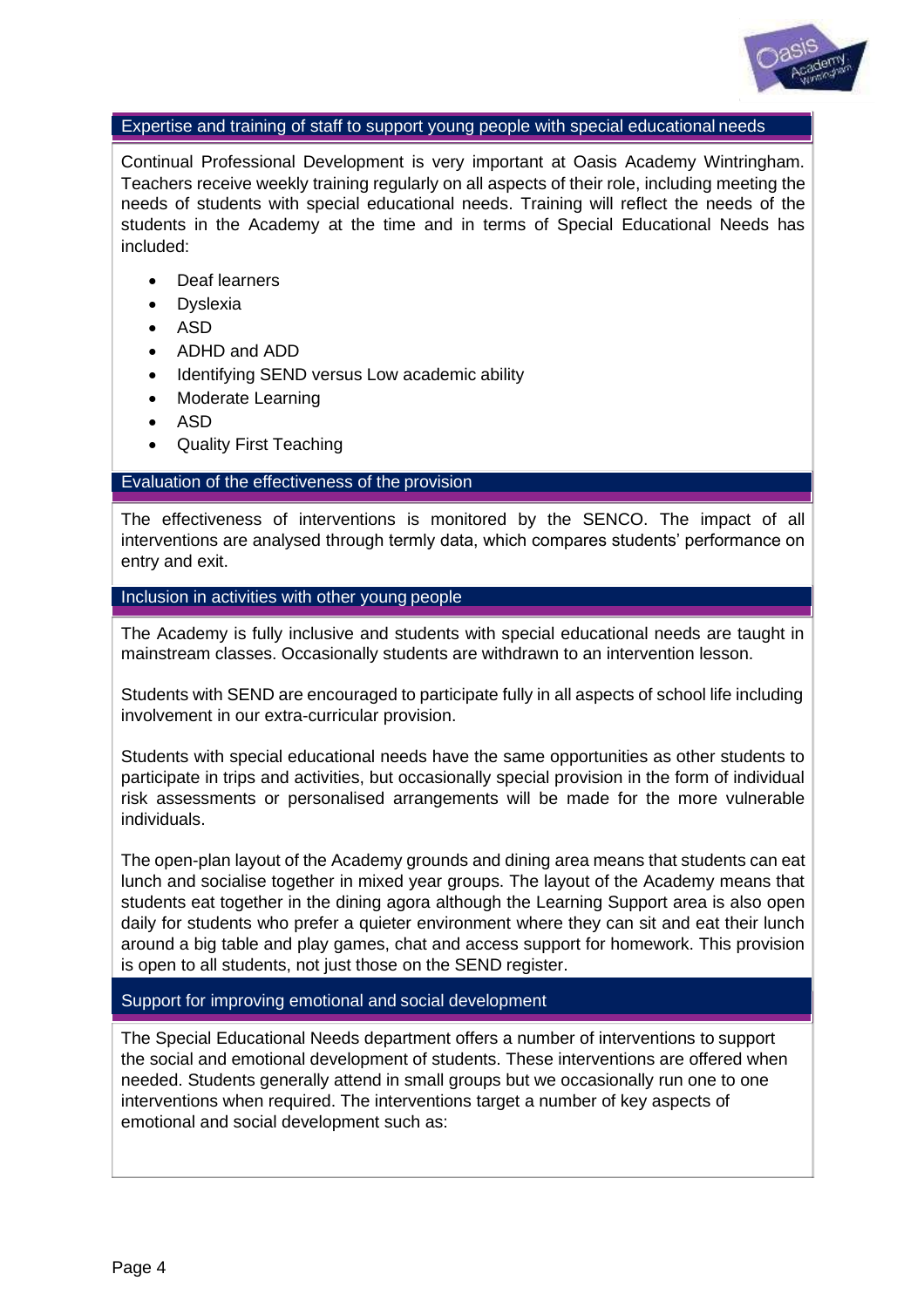## Expertise and training of staff to support young people with special educational needs

Continual Professional Development is very important at Oasis Academy Wintringham. Teachers receive weekly training regularly on all aspects of their role, including meeting the needs of students with special educational needs. Training will reflect the needs of the students in the Academy at the time and in terms of Special Educational Needs has included:

- Deaf learners
- Dyslexia
- ASD
- ADHD and ADD
- Identifying SEND versus Low academic ability
- Moderate Learning
- ASD
- Quality First Teaching

## Evaluation of the effectiveness of the provision

The effectiveness of interventions is monitored by the SENCO. The impact of all interventions are analysed through termly data, which compares students' performance on entry and exit.

## Inclusion in activities with other young people

The Academy is fully inclusive and students with special educational needs are taught in mainstream classes. Occasionally students are withdrawn to an intervention lesson.

Students with SEND are encouraged to participate fully in all aspects of school life including involvement in our extra-curricular provision.

Students with special educational needs have the same opportunities as other students to participate in trips and activities, but occasionally special provision in the form of individual risk assessments or personalised arrangements will be made for the more vulnerable individuals.

The open-plan layout of the Academy grounds and dining area means that students can eat lunch and socialise together in mixed year groups. The layout of the Academy means that students eat together in the dining agora although the Learning Support area is also open daily for students who prefer a quieter environment where they can sit and eat their lunch around a big table and play games, chat and access support for homework. This provision is open to all students, not just those on the SEND register.

## Support for improving emotional and social development

The Special Educational Needs department offers a number of interventions to support the social and emotional development of students. These interventions are offered when needed. Students generally attend in small groups but we occasionally run one to one interventions when required. The interventions target a number of key aspects of emotional and social development such as: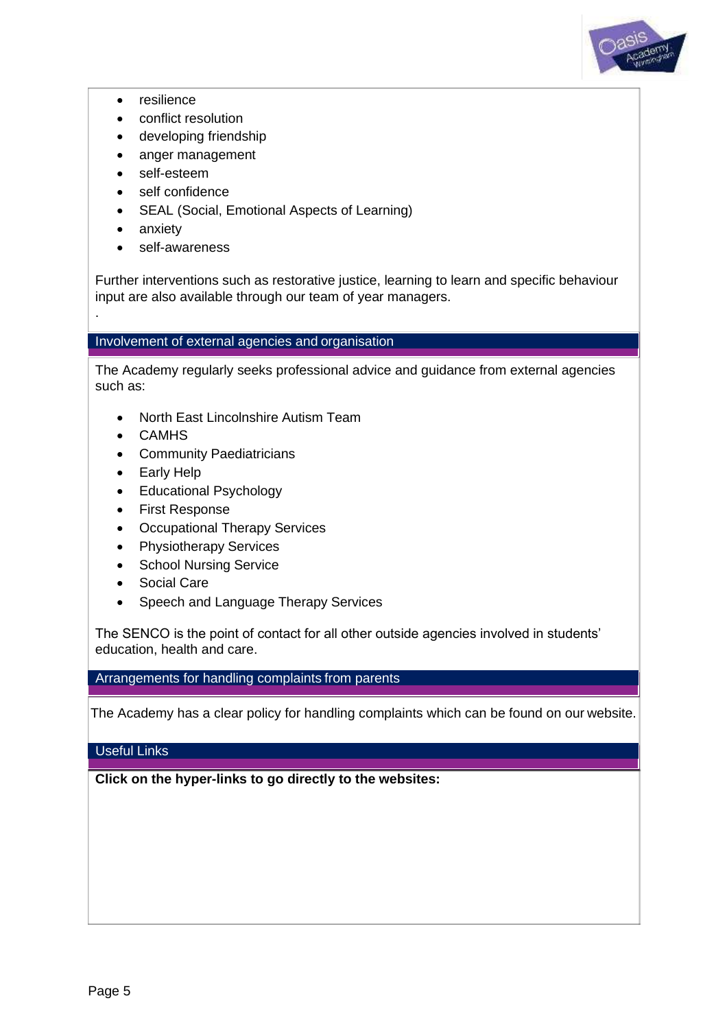- resilience
- conflict resolution
- developing friendship
- anger management
- self-esteem
- self confidence
- SEAL (Social, Emotional Aspects of Learning)
- anxiety
- self-awareness

Further interventions such as restorative justice, learning to learn and specific behaviour input are also available through our team of year managers.

.

## Involvement of external agencies and organisation

The Academy regularly seeks professional advice and guidance from external agencies such as:

- North East Lincolnshire Autism Team
- CAMHS
- Community Paediatricians
- Early Help
- Educational Psychology
- First Response
- Occupational Therapy Services
- Physiotherapy Services
- School Nursing Service
- Social Care
- Speech and Language Therapy Services

The SENCO is the point of contact for all other outside agencies involved in students' education, health and care.

## Arrangements for handling complaints from parents

The Academy has a clear policy for handling complaints which can be found on our website.

## Useful Links

**Click on the hyper-links to go directly to the websites:**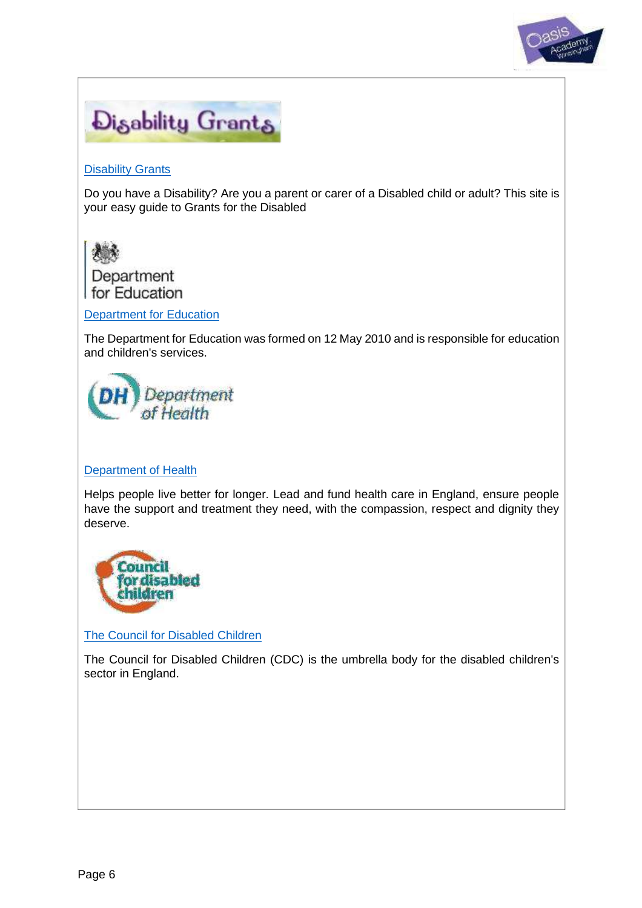Disability Grants

Do you have a Disability? Are you a parent or carer of a Disabled child or adult? This site is your easy guide to Grants for the Disabled

Department for Education

The Department for Education was formed on 12 May 2010 and is responsible for education and children's services.

Department of Health

Helps people live better for longer. Lead and fund health care in England, ensure people have the support and treatment they need, with the compassion, respect and dignity they deserve.

The Council for Disabled Children

The Council for Disabled Children (CDC) is the umbrella body for the disabled children's sector in England.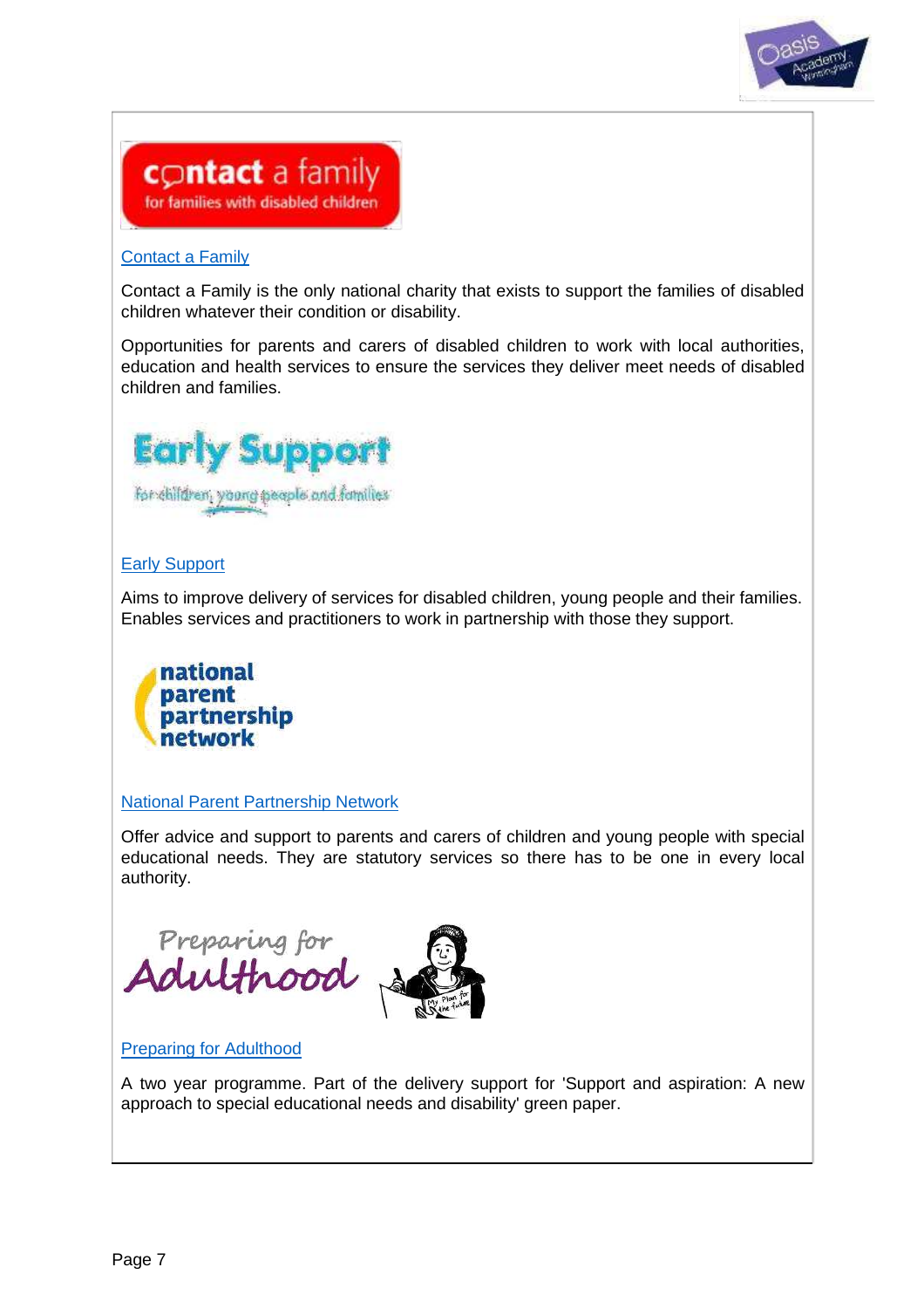Contact a Family

Contact a Family is the only national charity that exists to support the families of disabled children whatever their condition or disability.

Opportunities for parents and carers of disabled children to work with local authorities, education and health services to ensure the services they deliver meet needs of disabled children and families.

Early Support

Aims to improve delivery of services for disabled children, young people and their families. Enables services and practitioners to work in partnership with those they support.

National Parent Partnership Network

Offer advice and support to parents and carers of children and young people with special educational needs. They are statutory services so there has to be one in every local authority.

Preparing for Adulthood

A two year programme. Part of the delivery support for 'Support and aspiration: A new approach to special educational needs and disability' green paper.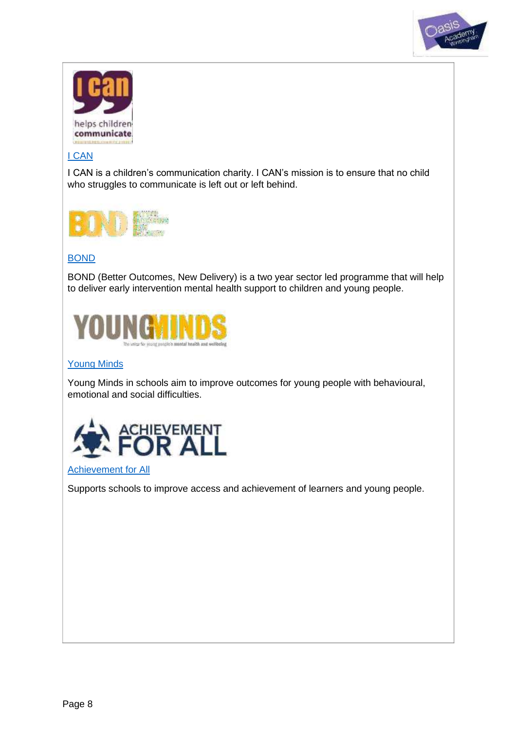[I CAN](#)

I CAN is a children's communication charity. I CAN's mission is to ensure that no child who struggles to communicate is left out or left behind.

[BOND](#)

BOND (Better Outcomes, New Delivery) is a two year sector led programme that will help to deliver early intervention mental health support to children and young people.

[Young Minds](#)

Young Minds in schools aim to improve outcomes for young people with behavioural, emotional and social difficulties.

[Achievement for All](#)

Supports schools to improve access and achievement of learners and young people.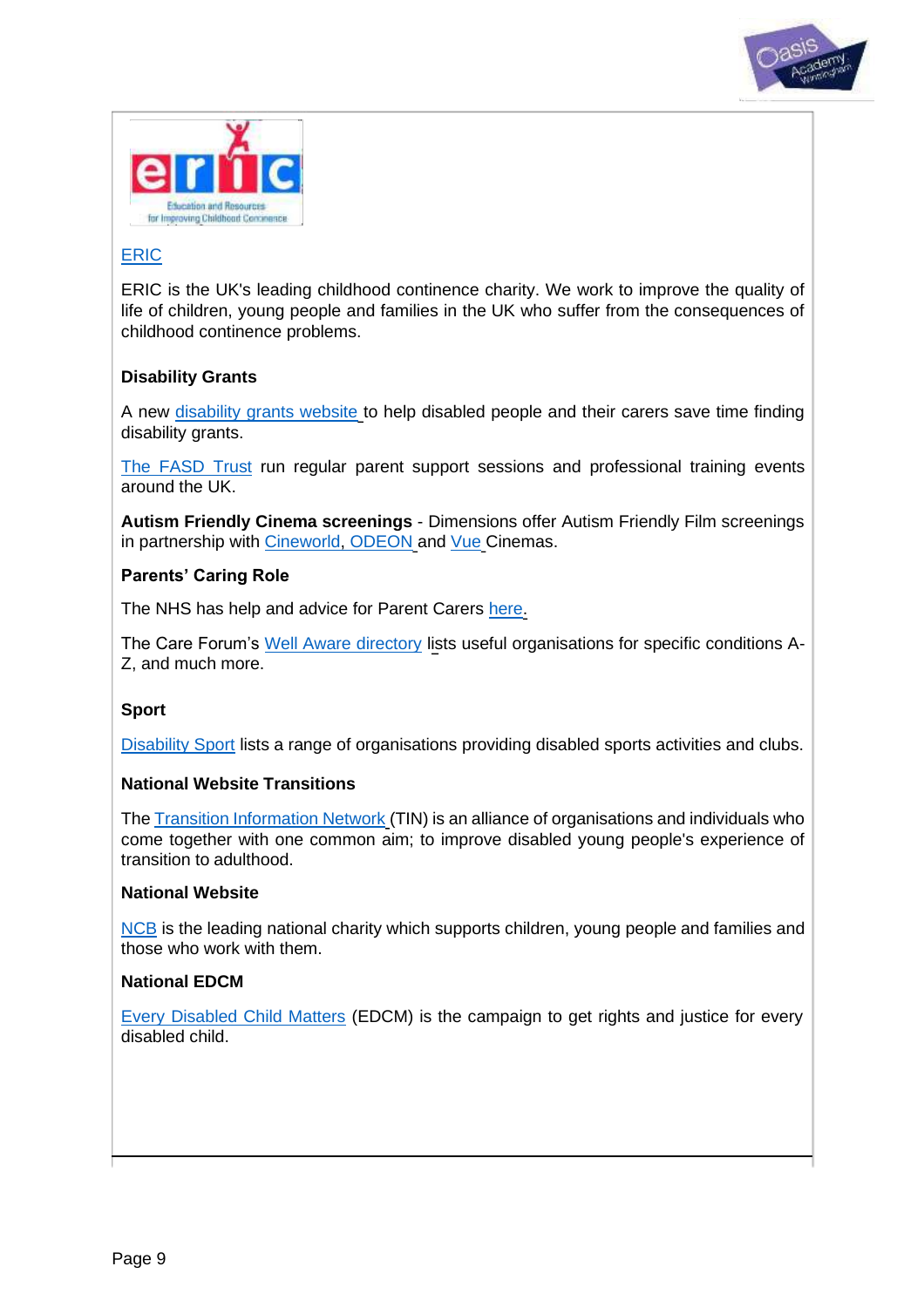ERIC

ERIC is the UK's leading childhood continence charity. We work to improve the quality of life of children, young people and families in the UK who suffer from the consequences of childhood continence problems.

**Disability Grants**

A new disability grants website to help disabled people and their carers save time finding disability grants.

The FASD Trust run regular parent support sessions and professional training events around the UK.

**Autism Friendly Cinema screenings** - Dimensions offer Autism Friendly Film screenings in partnership with Cineworld, ODEON and Vue Cinemas.

**Parents' Caring Role**

The NHS has help and advice for Parent Carers here.

The Care Forum's Well Aware directory lists useful organisations for specific conditions A-Z, and much more.

**Sport**

Disability Sport lists a range of organisations providing disabled sports activities and clubs.

**National Website Transitions**

The Transition Information Network (TIN) is an alliance of organisations and individuals who come together with one common aim; to improve disabled young people's experience of transition to adulthood.

**National Website**

NCB is the leading national charity which supports children, young people and families and those who work with them.

**National EDCM**

Every Disabled Child Matters (EDCM) is the campaign to get rights and justice for every disabled child.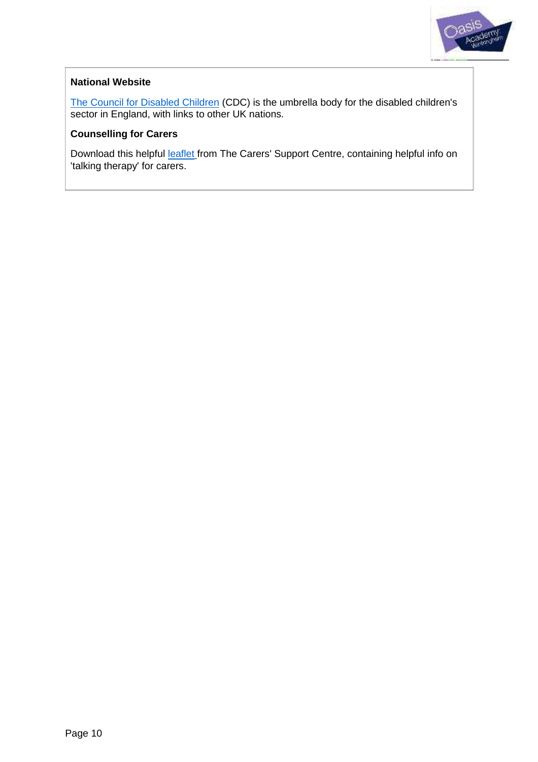**National Website**

The Council for Disabled Children (CDC) is the umbrella body for the disabled children's sector in England, with links to other UK nations.

**Counselling for Carers**

Download this helpful leaflet from The Carers' Support Centre, containing helpful info on 'talking therapy' for carers.